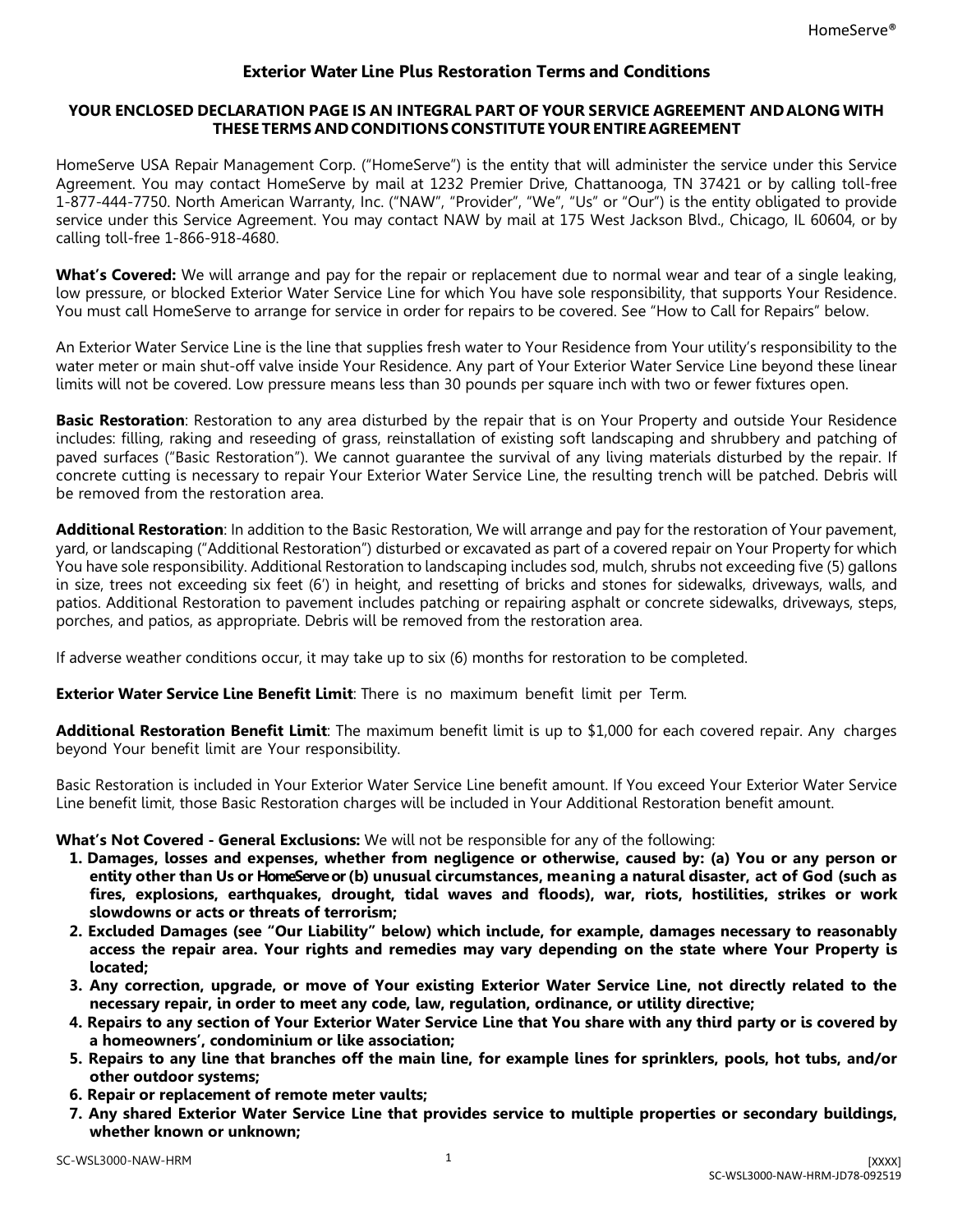# Exterior Water Line Plus Restoration Terms and Conditions

**YOUR ENCLOSED DECLARATION PAGE IS AN INTEGRAL PART OF YOUR SERVICE AGREEMENT AND ALONG WITH THESE TERMS AND CONDITIONS CONSTITUTE YOUR ENTIRE AGREEMENT**

HomeServe USA Repair Management Corp. ("HomeServe") is the entity that will administer the service under this Service Agreement. You may contact HomeServe by mail at 1232 Premier Drive, Chattanooga, TN 37421 or by calling toll-free 1-877-444-7750. North American Warranty, Inc. ("NAW", "Provider", "We", "Us" or "Our") is the entity obligated to provide service under this Service Agreement. You may contact NAW by mail at 175 West Jackson Blvd., Chicago, IL 60604, or by calling toll-free 1-866-918-4680.

**What's Covered:** We will arrange and pay for the repair or replacement due to normal wear and tear of a single leaking, low pressure, or blocked Exterior Water Service Line for which You have sole responsibility, that supports Your Residence. You must call HomeServe to arrange for service in order for repairs to be covered. See "How to Call for Repairs" below.

An Exterior Water Service Line is the line that supplies fresh water to Your Residence from Your utility's responsibility to the water meter or main shut-off valve inside Your Residence. Any part of Your Exterior Water Service Line beyond these linear limits will not be covered. Low pressure means less than 30 pounds per square inch with two or fewer fixtures open.

**Basic Restoration**: Restoration to any area disturbed by the repair that is on Your Property and outside Your Residence includes: filling, raking and reseeding of grass, reinstallation of existing soft landscaping and shrubbery and patching of paved surfaces ("Basic Restoration"). We cannot guarantee the survival of any living materials disturbed by the repair. If concrete cutting is necessary to repair Your Exterior Water Service Line, the resulting trench will be patched. Debris will be removed from the restoration area.

**Additional Restoration**: In addition to the Basic Restoration, We will arrange and pay for the restoration of Your pavement, yard, or landscaping ("Additional Restoration") disturbed or excavated as part of a covered repair on Your Property for which You have sole responsibility. Additional Restoration to landscaping includes sod, mulch, shrubs not exceeding five (5) gallons in size, trees not exceeding six feet (6') in height, and resetting of bricks and stones for sidewalks, driveways, walls, and patios. Additional Restoration to pavement includes patching or repairing asphalt or concrete sidewalks, driveways, steps, porches, and patios, as appropriate. Debris will be removed from the restoration area.

If adverse weather conditions occur, it may take up to six (6) months for restoration to be completed.

**Exterior Water Service Line Benefit Limit**: There is no maximum benefit limit per Term.

**Additional Restoration Benefit Limit**: The maximum benefit limit is up to $1,000 for each covered repair. Any charges beyond Your benefit limit are Your responsibility.

Basic Restoration is included in Your Exterior Water Service Line benefit amount. If You exceed Your Exterior Water Service Line benefit limit, those Basic Restoration charges will be included in Your Additional Restoration benefit amount.

**What's Not Covered - General Exclusions:** We will not be responsible for any of the following:

1. **Damages, losses and expenses, whether from negligence or otherwise, caused by: (a) You or any person or entity other than Us or HomeServe or (b) unusual circumstances, meaning a natural disaster, act of God (such as fires, explosions, earthquakes, drought, tidal waves and floods), war, riots, hostilities, strikes or work slowdowns or acts or threats of terrorism;**
2. **Excluded Damages (see "Our Liability" below) which include, for example, damages necessary to reasonably access the repair area. Your rights and remedies may vary depending on the state where Your Property is located;**
3. **Any correction, upgrade, or move of Your existing Exterior Water Service Line, not directly related to the necessary repair, in order to meet any code, law, regulation, ordinance, or utility directive;**
4. **Repairs to any section of Your Exterior Water Service Line that You share with any third party or is covered by a homeowners', condominium or like association;**
5. **Repairs to any line that branches off the main line, for example lines for sprinklers, pools, hot tubs, and/or other outdoor systems;**
6. **Repair or replacement of remote meter vaults;**
7. **Any shared Exterior Water Service Line that provides service to multiple properties or secondary buildings, whether known or unknown;**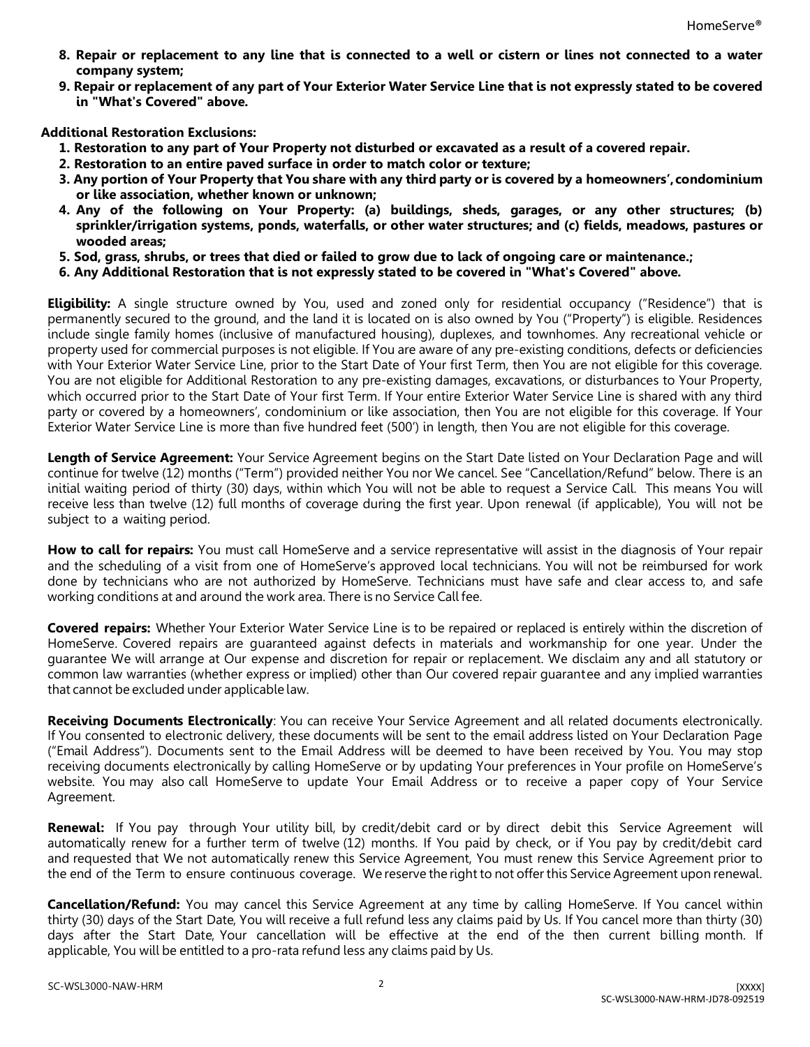8. **Repair or replacement to any line that is connected to a well or cistern or lines not connected to a water company system;**
9. **Repair or replacement of any part of Your Exterior Water Service Line that is not expressly stated to be covered in "What's Covered" above.**

**Additional Restoration Exclusions:**

1. **Restoration to any part of Your Property not disturbed or excavated as a result of a covered repair.**
2. **Restoration to an entire paved surface in order to match color or texture;**
3. **Any portion of Your Property that You share with any third party or is covered by a homeowners', condominium or like association, whether known or unknown;**
4. **Any of the following on Your Property: (a) buildings, sheds, garages, or any other structures; (b) sprinkler/irrigation systems, ponds, waterfalls, or other water structures; and (c) fields, meadows, pastures or wooded areas;**
5. **Sod, grass, shrubs, or trees that died or failed to grow due to lack of ongoing care or maintenance.;**
6. **Any Additional Restoration that is not expressly stated to be covered in "What's Covered" above.**

**Eligibility:** A single structure owned by You, used and zoned only for residential occupancy ("Residence") that is permanently secured to the ground, and the land it is located on is also owned by You ("Property") is eligible. Residences include single family homes (inclusive of manufactured housing), duplexes, and townhomes. Any recreational vehicle or property used for commercial purposes is not eligible. If You are aware of any pre-existing conditions, defects or deficiencies with Your Exterior Water Service Line, prior to the Start Date of Your first Term, then You are not eligible for this coverage. You are not eligible for Additional Restoration to any pre-existing damages, excavations, or disturbances to Your Property, which occurred prior to the Start Date of Your first Term. If Your entire Exterior Water Service Line is shared with any third party or covered by a homeowners', condominium or like association, then You are not eligible for this coverage. If Your Exterior Water Service Line is more than five hundred feet (500') in length, then You are not eligible for this coverage.

**Length of Service Agreement:** Your Service Agreement begins on the Start Date listed on Your Declaration Page and will continue for twelve (12) months ("Term") provided neither You nor We cancel. See "Cancellation/Refund" below. There is an initial waiting period of thirty (30) days, within which You will not be able to request a Service Call. This means You will receive less than twelve (12) full months of coverage during the first year. Upon renewal (if applicable), You will not be subject to a waiting period.

**How to call for repairs:** You must call HomeServe and a service representative will assist in the diagnosis of Your repair and the scheduling of a visit from one of HomeServe's approved local technicians. You will not be reimbursed for work done by technicians who are not authorized by HomeServe. Technicians must have safe and clear access to, and safe working conditions at and around the work area. There is no Service Call fee.

**Covered repairs:** Whether Your Exterior Water Service Line is to be repaired or replaced is entirely within the discretion of HomeServe. Covered repairs are guaranteed against defects in materials and workmanship for one year. Under the guarantee We will arrange at Our expense and discretion for repair or replacement. We disclaim any and all statutory or common law warranties (whether express or implied) other than Our covered repair guarantee and any implied warranties that cannot be excluded under applicable law.

**Receiving Documents Electronically**: You can receive Your Service Agreement and all related documents electronically. If You consented to electronic delivery, these documents will be sent to the email address listed on Your Declaration Page ("Email Address"). Documents sent to the Email Address will be deemed to have been received by You. You may stop receiving documents electronically by calling HomeServe or by updating Your preferences in Your profile on HomeServe's website. You may also call HomeServe to update Your Email Address or to receive a paper copy of Your Service Agreement.

**Renewal:** If You pay through Your utility bill, by credit/debit card or by direct debit this Service Agreement will automatically renew for a further term of twelve (12) months. If You paid by check, or if You pay by credit/debit card and requested that We not automatically renew this Service Agreement, You must renew this Service Agreement prior to the end of the Term to ensure continuous coverage. We reserve the right to not offer this Service Agreement upon renewal.

**Cancellation/Refund:** You may cancel this Service Agreement at any time by calling HomeServe. If You cancel within thirty (30) days of the Start Date, You will receive a full refund less any claims paid by Us. If You cancel more than thirty (30) days after the Start Date, Your cancellation will be effective at the end of the then current billing month. If applicable, You will be entitled to a pro-rata refund less any claims paid by Us.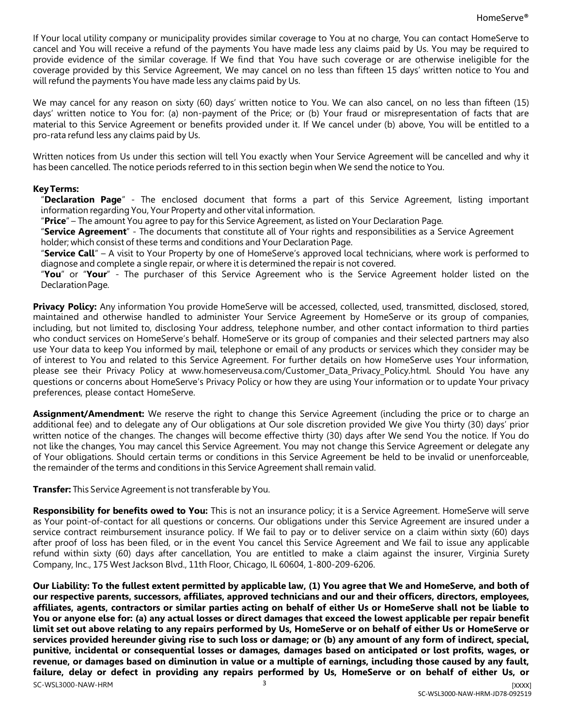If Your local utility company or municipality provides similar coverage to You at no charge, You can contact HomeServe to cancel and You will receive a refund of the payments You have made less any claims paid by Us. You may be required to provide evidence of the similar coverage. If We find that You have such coverage or are otherwise ineligible for the coverage provided by this Service Agreement, We may cancel on no less than fifteen 15 days' written notice to You and will refund the payments You have made less any claims paid by Us.

We may cancel for any reason on sixty (60) days' written notice to You. We can also cancel, on no less than fifteen (15) days' written notice to You for: (a) non-payment of the Price; or (b) Your fraud or misrepresentation of facts that are material to this Service Agreement or benefits provided under it. If We cancel under (b) above, You will be entitled to a pro-rata refund less any claims paid by Us.

Written notices from Us under this section will tell You exactly when Your Service Agreement will be cancelled and why it has been cancelled. The notice periods referred to in this section begin when We send the notice to You.

**Key Terms:**

"**Declaration Page**" - The enclosed document that forms a part of this Service Agreement, listing important information regarding You, Your Property and other vital information.

"**Price**" – The amount You agree to pay for this Service Agreement, as listed on Your Declaration Page.

"**Service Agreement**" - The documents that constitute all of Your rights and responsibilities as a Service Agreement holder; which consist of these terms and conditions and Your Declaration Page.

"**Service Call**" – A visit to Your Property by one of HomeServe's approved local technicians, where work is performed to diagnose and complete a single repair, or where it is determined the repair is not covered.

"**You**" or "**Your**" - The purchaser of this Service Agreement who is the Service Agreement holder listed on the Declaration Page.

**Privacy Policy:** Any information You provide HomeServe will be accessed, collected, used, transmitted, disclosed, stored, maintained and otherwise handled to administer Your Service Agreement by HomeServe or its group of companies, including, but not limited to, disclosing Your address, telephone number, and other contact information to third parties who conduct services on HomeServe's behalf. HomeServe or its group of companies and their selected partners may also use Your data to keep You informed by mail, telephone or email of any products or services which they consider may be of interest to You and related to this Service Agreement. For further details on how HomeServe uses Your information, please see their Privacy Policy at www.homeserveusa.com/Customer_Data_Privacy_Policy.html. Should You have any questions or concerns about HomeServe's Privacy Policy or how they are using Your information or to update Your privacy preferences, please contact HomeServe.

**Assignment/Amendment:** We reserve the right to change this Service Agreement (including the price or to charge an additional fee) and to delegate any of Our obligations at Our sole discretion provided We give You thirty (30) days' prior written notice of the changes. The changes will become effective thirty (30) days after We send You the notice. If You do not like the changes, You may cancel this Service Agreement. You may not change this Service Agreement or delegate any of Your obligations. Should certain terms or conditions in this Service Agreement be held to be invalid or unenforceable, the remainder of the terms and conditions in this Service Agreement shall remain valid.

**Transfer:** This Service Agreement is not transferable by You.

**Responsibility for benefits owed to You:** This is not an insurance policy; it is a Service Agreement. HomeServe will serve as Your point-of-contact for all questions or concerns. Our obligations under this Service Agreement are insured under a service contract reimbursement insurance policy. If We fail to pay or to deliver service on a claim within sixty (60) days after proof of loss has been filed, or in the event You cancel this Service Agreement and We fail to issue any applicable refund within sixty (60) days after cancellation, You are entitled to make a claim against the insurer, Virginia Surety Company, Inc., 175 West Jackson Blvd., 11th Floor, Chicago, IL 60604, 1-800-209-6206.

**Our Liability: To the fullest extent permitted by applicable law, (1) You agree that We and HomeServe, and both of our respective parents, successors, affiliates, approved technicians and our and their officers, directors, employees, affiliates, agents, contractors or similar parties acting on behalf of either Us or HomeServe shall not be liable to You or anyone else for: (a) any actual losses or direct damages that exceed the lowest applicable per repair benefit limit set out above relating to any repairs performed by Us, HomeServe or on behalf of either Us or HomeServe or services provided hereunder giving rise to such loss or damage; or (b) any amount of any form of indirect, special, punitive, incidental or consequential losses or damages, damages based on anticipated or lost profits, wages, or revenue, or damages based on diminution in value or a multiple of earnings, including those caused by any fault, failure, delay or defect in providing any repairs performed by Us, HomeServe or on behalf of either Us, or**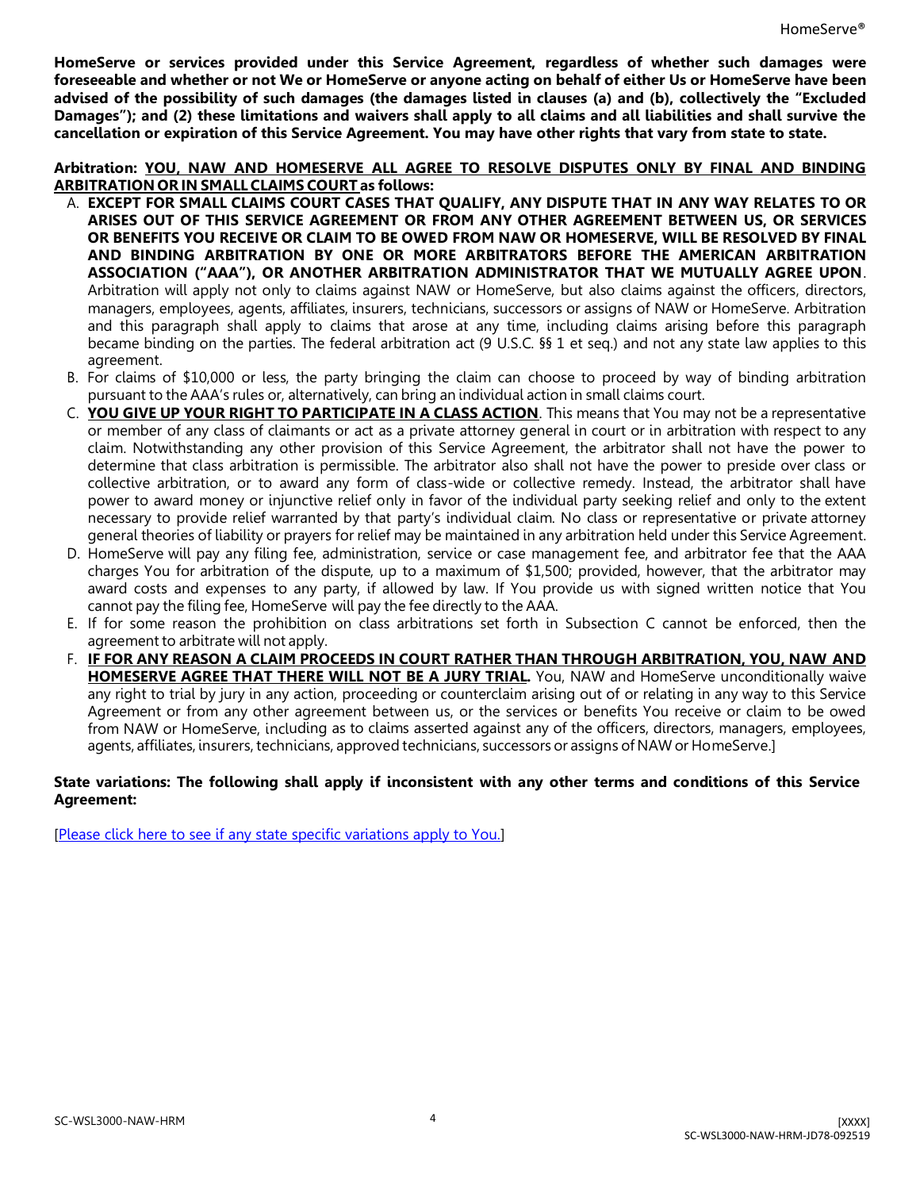**HomeServe or services provided under this Service Agreement, regardless of whether such damages were foreseeable and whether or not We or HomeServe or anyone acting on behalf of either Us or HomeServe have been advised of the possibility of such damages (the damages listed in clauses (a) and (b), collectively the "Excluded Damages"); and (2) these limitations and waivers shall apply to all claims and all liabilities and shall survive the cancellation or expiration of this Service Agreement. You may have other rights that vary from state to state.**

**Arbitration: YOU, NAW AND HOMESERVE ALL AGREE TO RESOLVE DISPUTES ONLY BY FINAL AND BINDING ARBITRATION OR IN SMALL CLAIMS COURT as follows:**

A. **EXCEPT FOR SMALL CLAIMS COURT CASES THAT QUALIFY, ANY DISPUTE THAT IN ANY WAY RELATES TO OR ARISES OUT OF THIS SERVICE AGREEMENT OR FROM ANY OTHER AGREEMENT BETWEEN US, OR SERVICES OR BENEFITS YOU RECEIVE OR CLAIM TO BE OWED FROM NAW OR HOMESERVE, WILL BE RESOLVED BY FINAL AND BINDING ARBITRATION BY ONE OR MORE ARBITRATORS BEFORE THE AMERICAN ARBITRATION ASSOCIATION ("AAA"), OR ANOTHER ARBITRATION ADMINISTRATOR THAT WE MUTUALLY AGREE UPON**. Arbitration will apply not only to claims against NAW or HomeServe, but also claims against the officers, directors, managers, employees, agents, affiliates, insurers, technicians, successors or assigns of NAW or HomeServe. Arbitration and this paragraph shall apply to claims that arose at any time, including claims arising before this paragraph became binding on the parties. The federal arbitration act (9 U.S.C. §§ 1 et seq.) and not any state law applies to this agreement.

B. For claims of $10,000 or less, the party bringing the claim can choose to proceed by way of binding arbitration pursuant to the AAA's rules or, alternatively, can bring an individual action in small claims court.

C. **YOU GIVE UP YOUR RIGHT TO PARTICIPATE IN A CLASS ACTION**. This means that You may not be a representative or member of any class of claimants or act as a private attorney general in court or in arbitration with respect to any claim. Notwithstanding any other provision of this Service Agreement, the arbitrator shall not have the power to determine that class arbitration is permissible. The arbitrator also shall not have the power to preside over class or collective arbitration, or to award any form of class-wide or collective remedy. Instead, the arbitrator shall have power to award money or injunctive relief only in favor of the individual party seeking relief and only to the extent necessary to provide relief warranted by that party's individual claim. No class or representative or private attorney general theories of liability or prayers for relief may be maintained in any arbitration held under this Service Agreement.

D. HomeServe will pay any filing fee, administration, service or case management fee, and arbitrator fee that the AAA charges You for arbitration of the dispute, up to a maximum of $1,500; provided, however, that the arbitrator may award costs and expenses to any party, if allowed by law. If You provide us with signed written notice that You cannot pay the filing fee, HomeServe will pay the fee directly to the AAA.

E. If for some reason the prohibition on class arbitrations set forth in Subsection C cannot be enforced, then the agreement to arbitrate will not apply.

F. **IF FOR ANY REASON A CLAIM PROCEEDS IN COURT RATHER THAN THROUGH ARBITRATION, YOU, NAW AND HOMESERVE AGREE THAT THERE WILL NOT BE A JURY TRIAL.** You, NAW and HomeServe unconditionally waive any right to trial by jury in any action, proceeding or counterclaim arising out of or relating in any way to this Service Agreement or from any other agreement between us, or the services or benefits You receive or claim to be owed from NAW or HomeServe, including as to claims asserted against any of the officers, directors, managers, employees, agents, affiliates, insurers, technicians, approved technicians, successors or assigns of NAW or HomeServe.]

**State variations: The following shall apply if inconsistent with any other terms and conditions of this Service Agreement:**

[Please click here to see if any state specific variations apply to You.]